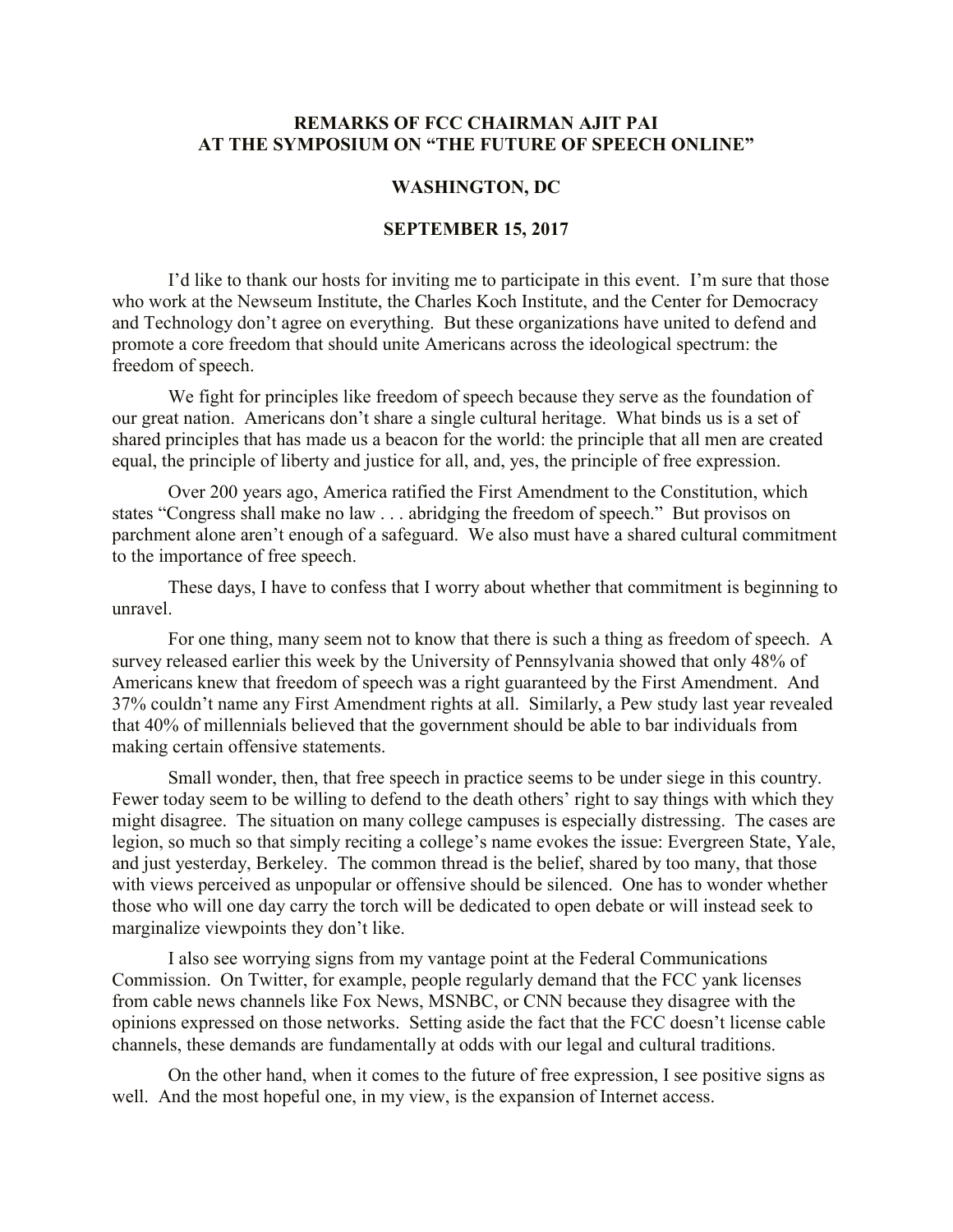**REMARKS OF FCC CHAIRMAN AJIT PAI**
**AT THE SYMPOSIUM ON "THE FUTURE OF SPEECH ONLINE"**

**WASHINGTON, DC**

**SEPTEMBER 15, 2017**

I'd like to thank our hosts for inviting me to participate in this event. I'm sure that those who work at the Newseum Institute, the Charles Koch Institute, and the Center for Democracy and Technology don't agree on everything. But these organizations have united to defend and promote a core freedom that should unite Americans across the ideological spectrum: the freedom of speech.

We fight for principles like freedom of speech because they serve as the foundation of our great nation. Americans don't share a single cultural heritage. What binds us is a set of shared principles that has made us a beacon for the world: the principle that all men are created equal, the principle of liberty and justice for all, and, yes, the principle of free expression.

Over 200 years ago, America ratified the First Amendment to the Constitution, which states "Congress shall make no law . . . abridging the freedom of speech." But provisos on parchment alone aren't enough of a safeguard. We also must have a shared cultural commitment to the importance of free speech.

These days, I have to confess that I worry about whether that commitment is beginning to unravel.

For one thing, many seem not to know that there is such a thing as freedom of speech. A survey released earlier this week by the University of Pennsylvania showed that only 48% of Americans knew that freedom of speech was a right guaranteed by the First Amendment. And 37% couldn't name any First Amendment rights at all. Similarly, a Pew study last year revealed that 40% of millennials believed that the government should be able to bar individuals from making certain offensive statements.

Small wonder, then, that free speech in practice seems to be under siege in this country. Fewer today seem to be willing to defend to the death others' right to say things with which they might disagree. The situation on many college campuses is especially distressing. The cases are legion, so much so that simply reciting a college's name evokes the issue: Evergreen State, Yale, and just yesterday, Berkeley. The common thread is the belief, shared by too many, that those with views perceived as unpopular or offensive should be silenced. One has to wonder whether those who will one day carry the torch will be dedicated to open debate or will instead seek to marginalize viewpoints they don't like.

I also see worrying signs from my vantage point at the Federal Communications Commission. On Twitter, for example, people regularly demand that the FCC yank licenses from cable news channels like Fox News, MSNBC, or CNN because they disagree with the opinions expressed on those networks. Setting aside the fact that the FCC doesn't license cable channels, these demands are fundamentally at odds with our legal and cultural traditions.

On the other hand, when it comes to the future of free expression, I see positive signs as well. And the most hopeful one, in my view, is the expansion of Internet access.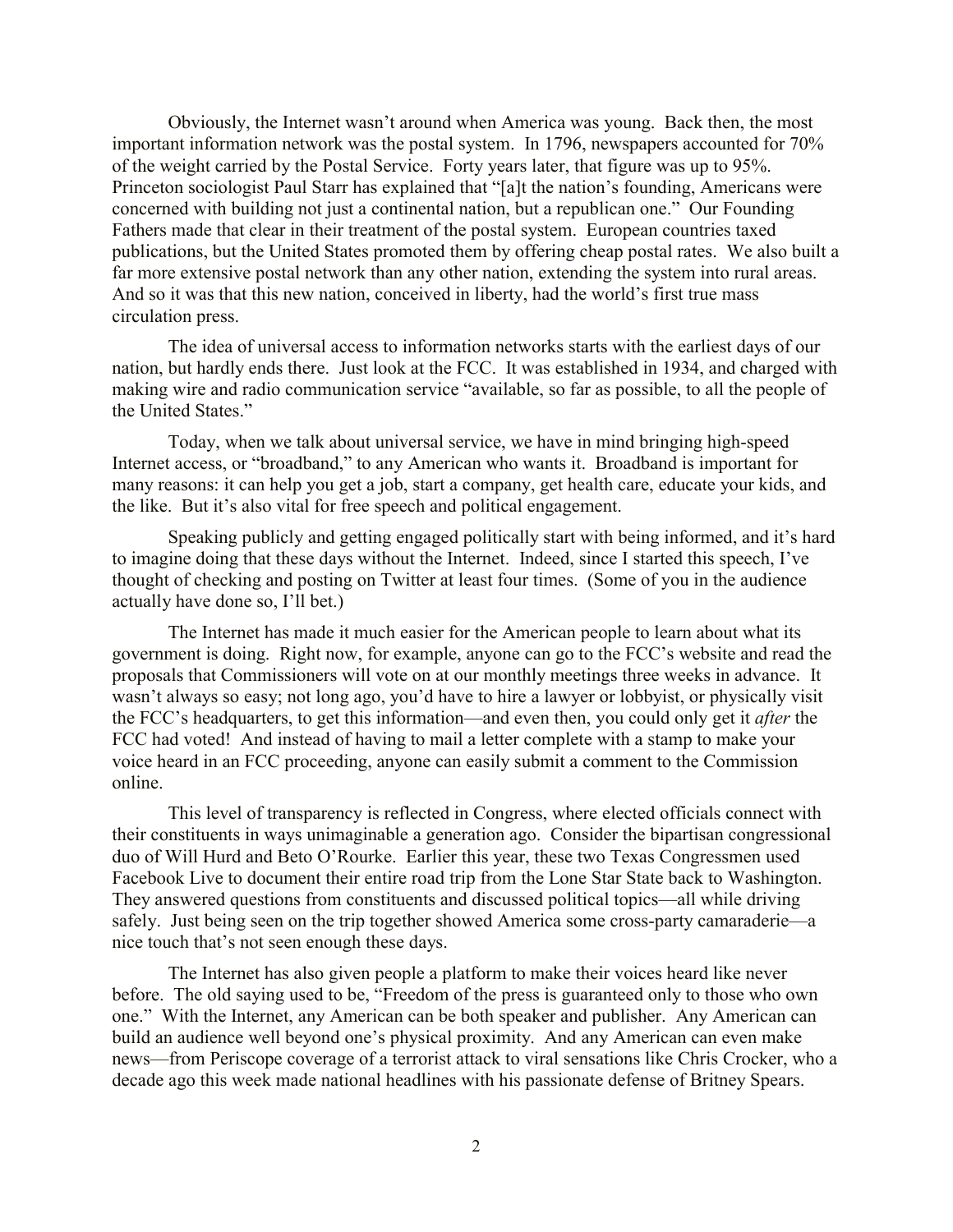Obviously, the Internet wasn't around when America was young. Back then, the most important information network was the postal system. In 1796, newspapers accounted for 70% of the weight carried by the Postal Service. Forty years later, that figure was up to 95%. Princeton sociologist Paul Starr has explained that "[a]t the nation's founding, Americans were concerned with building not just a continental nation, but a republican one." Our Founding Fathers made that clear in their treatment of the postal system. European countries taxed publications, but the United States promoted them by offering cheap postal rates. We also built a far more extensive postal network than any other nation, extending the system into rural areas. And so it was that this new nation, conceived in liberty, had the world's first true mass circulation press.

The idea of universal access to information networks starts with the earliest days of our nation, but hardly ends there. Just look at the FCC. It was established in 1934, and charged with making wire and radio communication service "available, so far as possible, to all the people of the United States."

Today, when we talk about universal service, we have in mind bringing high-speed Internet access, or "broadband," to any American who wants it. Broadband is important for many reasons: it can help you get a job, start a company, get health care, educate your kids, and the like. But it's also vital for free speech and political engagement.

Speaking publicly and getting engaged politically start with being informed, and it's hard to imagine doing that these days without the Internet. Indeed, since I started this speech, I've thought of checking and posting on Twitter at least four times. (Some of you in the audience actually have done so, I'll bet.)

The Internet has made it much easier for the American people to learn about what its government is doing. Right now, for example, anyone can go to the FCC's website and read the proposals that Commissioners will vote on at our monthly meetings three weeks in advance. It wasn't always so easy; not long ago, you'd have to hire a lawyer or lobbyist, or physically visit the FCC's headquarters, to get this information—and even then, you could only get it *after* the FCC had voted! And instead of having to mail a letter complete with a stamp to make your voice heard in an FCC proceeding, anyone can easily submit a comment to the Commission online.

This level of transparency is reflected in Congress, where elected officials connect with their constituents in ways unimaginable a generation ago. Consider the bipartisan congressional duo of Will Hurd and Beto O'Rourke. Earlier this year, these two Texas Congressmen used Facebook Live to document their entire road trip from the Lone Star State back to Washington. They answered questions from constituents and discussed political topics—all while driving safely. Just being seen on the trip together showed America some cross-party camaraderie—a nice touch that's not seen enough these days.

The Internet has also given people a platform to make their voices heard like never before. The old saying used to be, "Freedom of the press is guaranteed only to those who own one." With the Internet, any American can be both speaker and publisher. Any American can build an audience well beyond one's physical proximity. And any American can even make news—from Periscope coverage of a terrorist attack to viral sensations like Chris Crocker, who a decade ago this week made national headlines with his passionate defense of Britney Spears.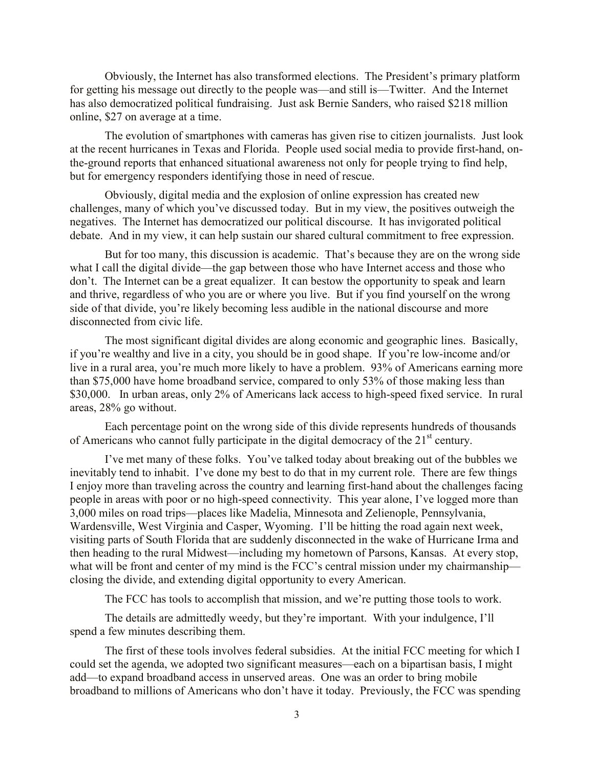Obviously, the Internet has also transformed elections. The President's primary platform for getting his message out directly to the people was—and still is—Twitter. And the Internet has also democratized political fundraising. Just ask Bernie Sanders, who raised $218 million online, $27 on average at a time.

The evolution of smartphones with cameras has given rise to citizen journalists. Just look at the recent hurricanes in Texas and Florida. People used social media to provide first-hand, on-the-ground reports that enhanced situational awareness not only for people trying to find help, but for emergency responders identifying those in need of rescue.

Obviously, digital media and the explosion of online expression has created new challenges, many of which you've discussed today. But in my view, the positives outweigh the negatives. The Internet has democratized our political discourse. It has invigorated political debate. And in my view, it can help sustain our shared cultural commitment to free expression.

But for too many, this discussion is academic. That's because they are on the wrong side what I call the digital divide—the gap between those who have Internet access and those who don't. The Internet can be a great equalizer. It can bestow the opportunity to speak and learn and thrive, regardless of who you are or where you live. But if you find yourself on the wrong side of that divide, you're likely becoming less audible in the national discourse and more disconnected from civic life.

The most significant digital divides are along economic and geographic lines. Basically, if you're wealthy and live in a city, you should be in good shape. If you're low-income and/or live in a rural area, you're much more likely to have a problem. 93% of Americans earning more than $75,000 have home broadband service, compared to only 53% of those making less than $30,000. In urban areas, only 2% of Americans lack access to high-speed fixed service. In rural areas, 28% go without.

Each percentage point on the wrong side of this divide represents hundreds of thousands of Americans who cannot fully participate in the digital democracy of the 21st century.

I've met many of these folks. You've talked today about breaking out of the bubbles we inevitably tend to inhabit. I've done my best to do that in my current role. There are few things I enjoy more than traveling across the country and learning first-hand about the challenges facing people in areas with poor or no high-speed connectivity. This year alone, I've logged more than 3,000 miles on road trips—places like Madelia, Minnesota and Zelienople, Pennsylvania, Wardensville, West Virginia and Casper, Wyoming. I'll be hitting the road again next week, visiting parts of South Florida that are suddenly disconnected in the wake of Hurricane Irma and then heading to the rural Midwest—including my hometown of Parsons, Kansas. At every stop, what will be front and center of my mind is the FCC's central mission under my chairmanship—closing the divide, and extending digital opportunity to every American.

The FCC has tools to accomplish that mission, and we're putting those tools to work.

The details are admittedly weedy, but they're important. With your indulgence, I'll spend a few minutes describing them.

The first of these tools involves federal subsidies. At the initial FCC meeting for which I could set the agenda, we adopted two significant measures—each on a bipartisan basis, I might add—to expand broadband access in unserved areas. One was an order to bring mobile broadband to millions of Americans who don't have it today. Previously, the FCC was spending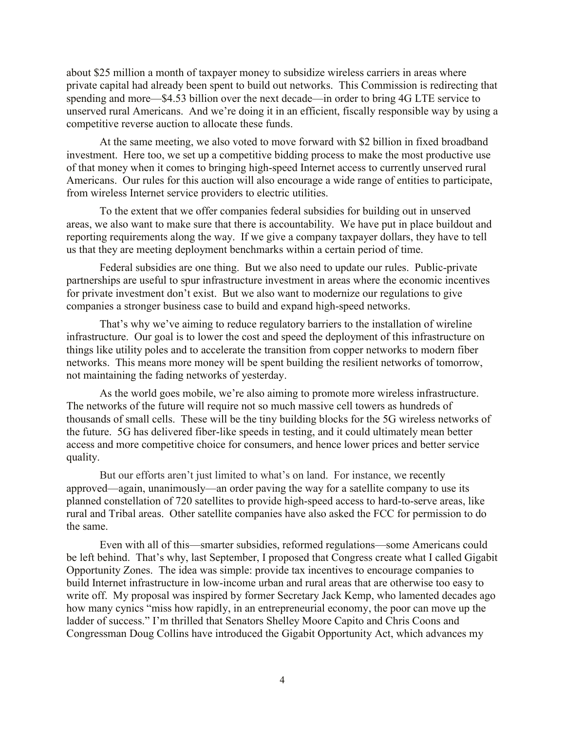about $25 million a month of taxpayer money to subsidize wireless carriers in areas where private capital had already been spent to build out networks. This Commission is redirecting that spending and more—$4.53 billion over the next decade—in order to bring 4G LTE service to unserved rural Americans. And we're doing it in an efficient, fiscally responsible way by using a competitive reverse auction to allocate these funds.

At the same meeting, we also voted to move forward with $2 billion in fixed broadband investment. Here too, we set up a competitive bidding process to make the most productive use of that money when it comes to bringing high-speed Internet access to currently unserved rural Americans. Our rules for this auction will also encourage a wide range of entities to participate, from wireless Internet service providers to electric utilities.

To the extent that we offer companies federal subsidies for building out in unserved areas, we also want to make sure that there is accountability. We have put in place buildout and reporting requirements along the way. If we give a company taxpayer dollars, they have to tell us that they are meeting deployment benchmarks within a certain period of time.

Federal subsidies are one thing. But we also need to update our rules. Public-private partnerships are useful to spur infrastructure investment in areas where the economic incentives for private investment don't exist. But we also want to modernize our regulations to give companies a stronger business case to build and expand high-speed networks.

That's why we've aiming to reduce regulatory barriers to the installation of wireline infrastructure. Our goal is to lower the cost and speed the deployment of this infrastructure on things like utility poles and to accelerate the transition from copper networks to modern fiber networks. This means more money will be spent building the resilient networks of tomorrow, not maintaining the fading networks of yesterday.

As the world goes mobile, we're also aiming to promote more wireless infrastructure. The networks of the future will require not so much massive cell towers as hundreds of thousands of small cells. These will be the tiny building blocks for the 5G wireless networks of the future. 5G has delivered fiber-like speeds in testing, and it could ultimately mean better access and more competitive choice for consumers, and hence lower prices and better service quality.

But our efforts aren't just limited to what's on land. For instance, we recently approved—again, unanimously—an order paving the way for a satellite company to use its planned constellation of 720 satellites to provide high-speed access to hard-to-serve areas, like rural and Tribal areas. Other satellite companies have also asked the FCC for permission to do the same.

Even with all of this—smarter subsidies, reformed regulations—some Americans could be left behind. That's why, last September, I proposed that Congress create what I called Gigabit Opportunity Zones. The idea was simple: provide tax incentives to encourage companies to build Internet infrastructure in low-income urban and rural areas that are otherwise too easy to write off. My proposal was inspired by former Secretary Jack Kemp, who lamented decades ago how many cynics "miss how rapidly, in an entrepreneurial economy, the poor can move up the ladder of success." I'm thrilled that Senators Shelley Moore Capito and Chris Coons and Congressman Doug Collins have introduced the Gigabit Opportunity Act, which advances my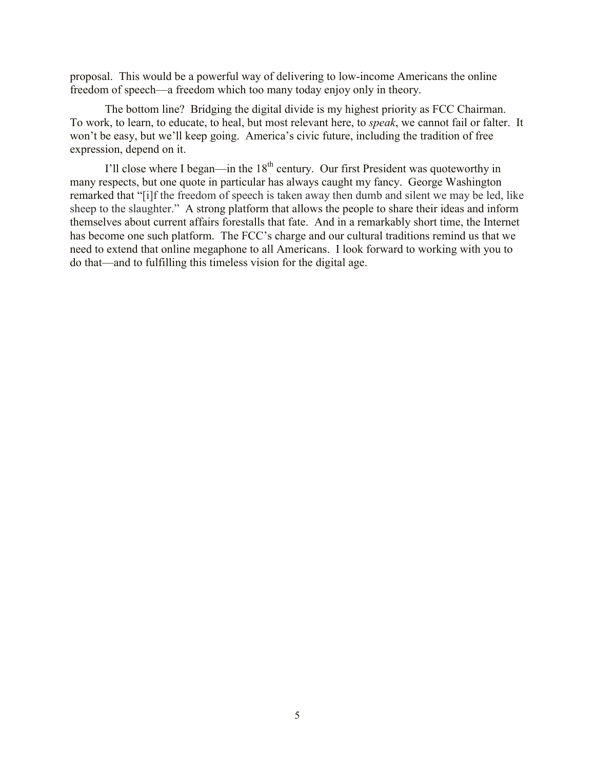proposal. This would be a powerful way of delivering to low-income Americans the online freedom of speech—a freedom which too many today enjoy only in theory.

The bottom line? Bridging the digital divide is my highest priority as FCC Chairman. To work, to learn, to educate, to heal, but most relevant here, to *speak*, we cannot fail or falter. It won't be easy, but we'll keep going. America's civic future, including the tradition of free expression, depend on it.

I'll close where I began—in the $18^{th}$ century. Our first President was quoteworthy in many respects, but one quote in particular has always caught my fancy. George Washington remarked that "[i]f the freedom of speech is taken away then dumb and silent we may be led, like sheep to the slaughter." A strong platform that allows the people to share their ideas and inform themselves about current affairs forestalls that fate. And in a remarkably short time, the Internet has become one such platform. The FCC's charge and our cultural traditions remind us that we need to extend that online megaphone to all Americans. I look forward to working with you to do that—and to fulfilling this timeless vision for the digital age.